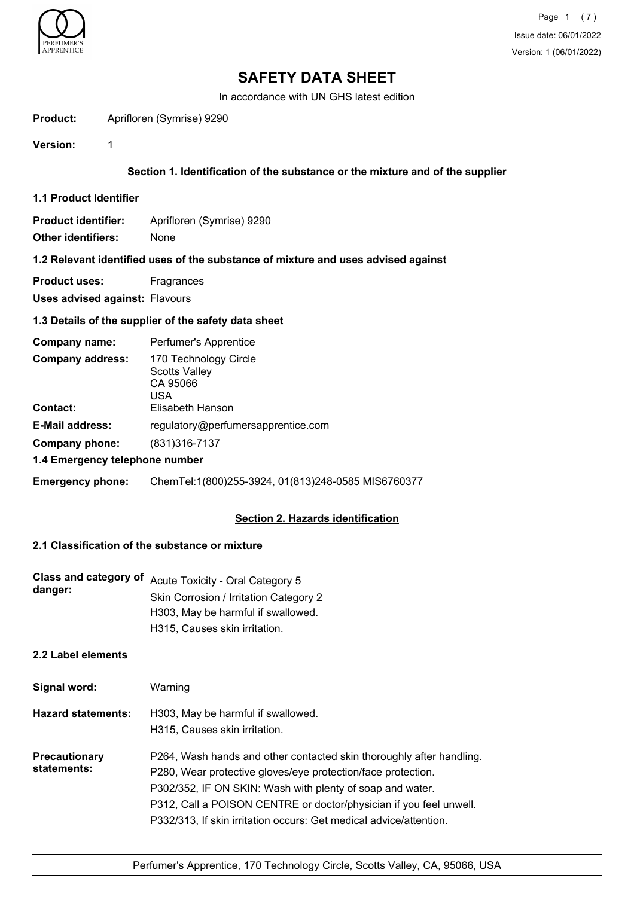# SAFETY DATA SHEET

In accordance with UN GHS latest edition

**Product:** Aprifloren (Symrise) 9290

**Version:** 1

## Section 1. Identification of the substance or the mixture and of the supplier

### 1.1 Product Identifier

**Product identifier:** Aprifloren (Symrise) 9290

**Other identifiers:** None

### 1.2 Relevant identified uses of the substance of mixture and uses advised against

**Product uses:** Fragrances

**Uses advised against:** Flavours

### 1.3 Details of the supplier of the safety data sheet

**Company name:** Perfumer's Apprentice

**Company address:** 170 Technology Circle
Scotts Valley
CA 95066
USA

**Contact:** Elisabeth Hanson

**E-Mail address:** regulatory@perfumersapprentice.com

**Company phone:** (831)316-7137

### 1.4 Emergency telephone number

**Emergency phone:** ChemTel:1(800)255-3924, 01(813)248-0585 MIS6760377

## Section 2. Hazards identification

### 2.1 Classification of the substance or mixture

**Class and category of danger:**
Acute Toxicity - Oral Category 5
Skin Corrosion / Irritation Category 2
H303, May be harmful if swallowed.
H315, Causes skin irritation.

### 2.2 Label elements

**Signal word:** Warning

**Hazard statements:**
H303, May be harmful if swallowed.
H315, Causes skin irritation.

**Precautionary statements:**
P264, Wash hands and other contacted skin thoroughly after handling.
P280, Wear protective gloves/eye protection/face protection.
P302/352, IF ON SKIN: Wash with plenty of soap and water.
P312, Call a POISON CENTRE or doctor/physician if you feel unwell.
P332/313, If skin irritation occurs: Get medical advice/attention.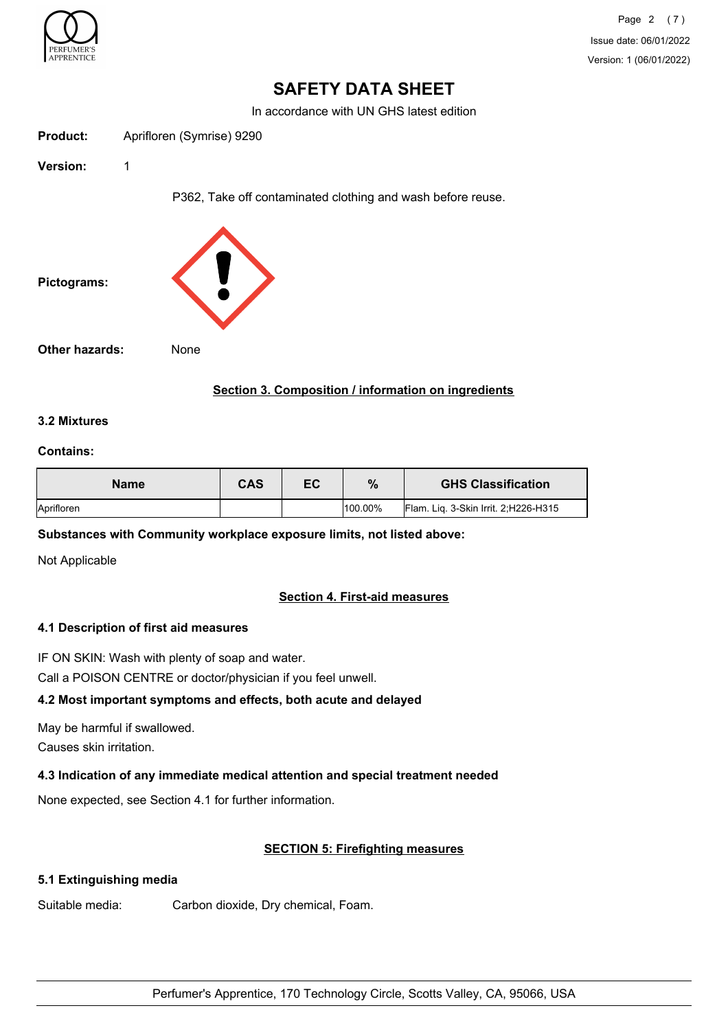# SAFETY DATA SHEET

In accordance with UN GHS latest edition

**Product:** Aprifloren (Symrise) 9290

**Version:** 1

P362, Take off contaminated clothing and wash before reuse.

**Pictograms:**

**Other hazards:** None

## Section 3. Composition / information on ingredients

### 3.2 Mixtures

**Contains:**

| Name | CAS | EC | % | GHS Classification |
|---|---|---|---|---|
| Aprifloren | | | 100.00% | Flam. Liq. 3-Skin Irrit. 2;H226-H315 |

**Substances with Community workplace exposure limits, not listed above:**

Not Applicable

## Section 4. First-aid measures

### 4.1 Description of first aid measures

IF ON SKIN: Wash with plenty of soap and water.

Call a POISON CENTRE or doctor/physician if you feel unwell.

### 4.2 Most important symptoms and effects, both acute and delayed

May be harmful if swallowed.

Causes skin irritation.

### 4.3 Indication of any immediate medical attention and special treatment needed

None expected, see Section 4.1 for further information.

## SECTION 5: Firefighting measures

### 5.1 Extinguishing media

Suitable media: Carbon dioxide, Dry chemical, Foam.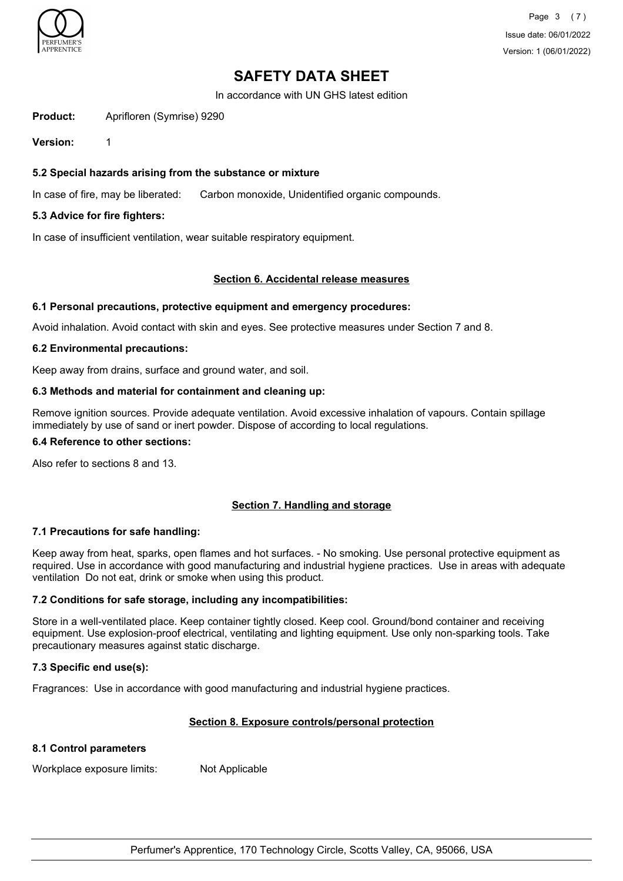# SAFETY DATA SHEET

In accordance with UN GHS latest edition

**Product:** Aprifloren (Symrise) 9290

**Version:** 1

### 5.2 Special hazards arising from the substance or mixture

In case of fire, may be liberated: Carbon monoxide, Unidentified organic compounds.

### 5.3 Advice for fire fighters:

In case of insufficient ventilation, wear suitable respiratory equipment.

## Section 6. Accidental release measures

### 6.1 Personal precautions, protective equipment and emergency procedures:

Avoid inhalation. Avoid contact with skin and eyes. See protective measures under Section 7 and 8.

### 6.2 Environmental precautions:

Keep away from drains, surface and ground water, and soil.

### 6.3 Methods and material for containment and cleaning up:

Remove ignition sources. Provide adequate ventilation. Avoid excessive inhalation of vapours. Contain spillage immediately by use of sand or inert powder. Dispose of according to local regulations.

### 6.4 Reference to other sections:

Also refer to sections 8 and 13.

## Section 7. Handling and storage

### 7.1 Precautions for safe handling:

Keep away from heat, sparks, open flames and hot surfaces. - No smoking. Use personal protective equipment as required. Use in accordance with good manufacturing and industrial hygiene practices. Use in areas with adequate ventilation Do not eat, drink or smoke when using this product.

### 7.2 Conditions for safe storage, including any incompatibilities:

Store in a well-ventilated place. Keep container tightly closed. Keep cool. Ground/bond container and receiving equipment. Use explosion-proof electrical, ventilating and lighting equipment. Use only non-sparking tools. Take precautionary measures against static discharge.

### 7.3 Specific end use(s):

Fragrances: Use in accordance with good manufacturing and industrial hygiene practices.

## Section 8. Exposure controls/personal protection

### 8.1 Control parameters

Workplace exposure limits: Not Applicable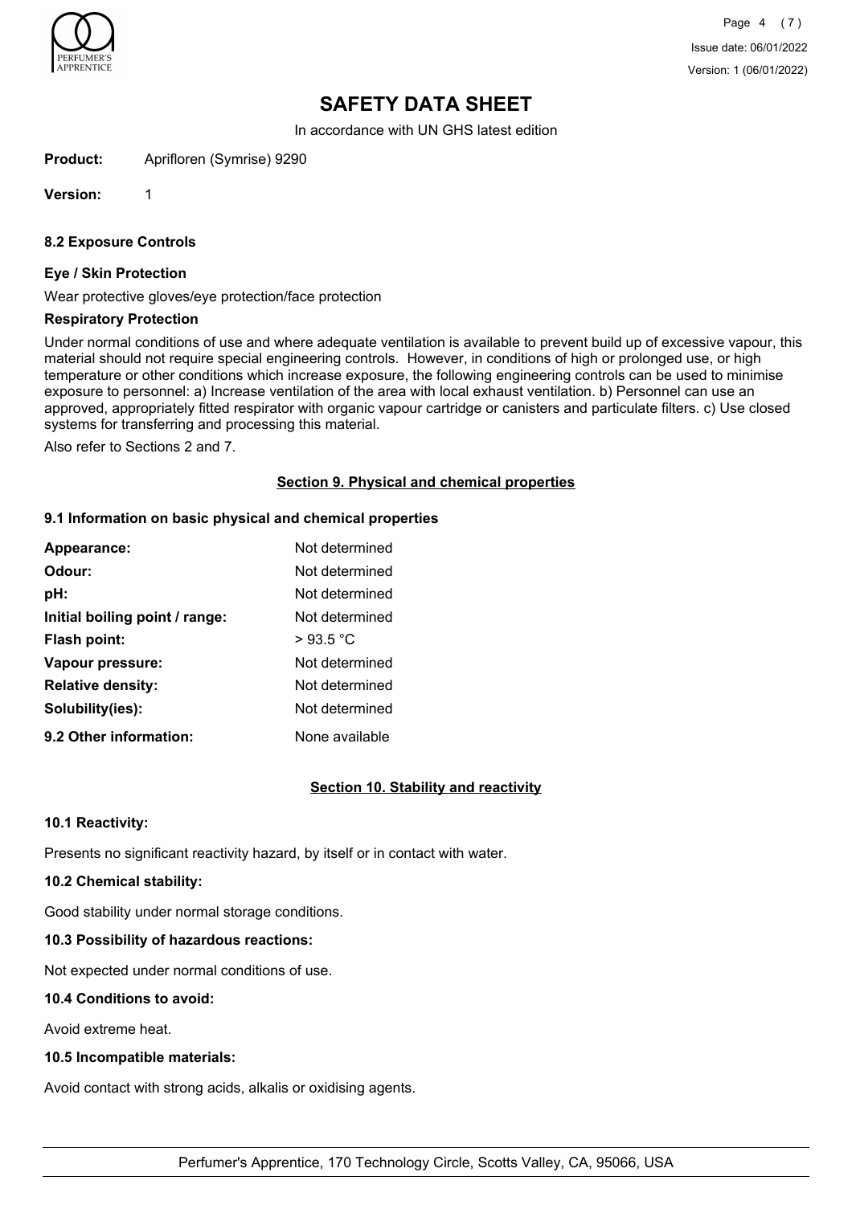# SAFETY DATA SHEET

In accordance with UN GHS latest edition

**Product:** Aprifloren (Symrise) 9290

**Version:** 1

### 8.2 Exposure Controls

**Eye / Skin Protection**

Wear protective gloves/eye protection/face protection

**Respiratory Protection**

Under normal conditions of use and where adequate ventilation is available to prevent build up of excessive vapour, this material should not require special engineering controls. However, in conditions of high or prolonged use, or high temperature or other conditions which increase exposure, the following engineering controls can be used to minimise exposure to personnel: a) Increase ventilation of the area with local exhaust ventilation. b) Personnel can use an approved, appropriately fitted respirator with organic vapour cartridge or canisters and particulate filters. c) Use closed systems for transferring and processing this material.

Also refer to Sections 2 and 7.

## Section 9. Physical and chemical properties

### 9.1 Information on basic physical and chemical properties

| | |
|---|---|
| **Appearance:** | Not determined |
| **Odour:** | Not determined |
| **pH:** | Not determined |
| **Initial boiling point / range:** | Not determined |
| **Flash point:** | > 93.5 °C |
| **Vapour pressure:** | Not determined |
| **Relative density:** | Not determined |
| **Solubility(ies):** | Not determined |
| **9.2 Other information:** | None available |

## Section 10. Stability and reactivity

### 10.1 Reactivity:

Presents no significant reactivity hazard, by itself or in contact with water.

### 10.2 Chemical stability:

Good stability under normal storage conditions.

### 10.3 Possibility of hazardous reactions:

Not expected under normal conditions of use.

### 10.4 Conditions to avoid:

Avoid extreme heat.

### 10.5 Incompatible materials:

Avoid contact with strong acids, alkalis or oxidising agents.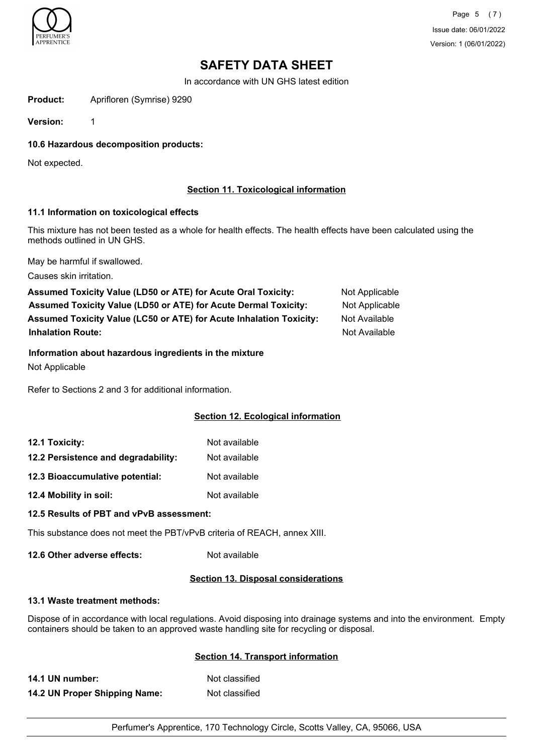**Product:** Aprifloren (Symrise) 9290

**Version:** 1

**10.6 Hazardous decomposition products:**

Not expected.

## Section 11. Toxicological information

**11.1 Information on toxicological effects**

This mixture has not been tested as a whole for health effects. The health effects have been calculated using the methods outlined in UN GHS.

May be harmful if swallowed.

Causes skin irritation.

| | |
|---|---|
| **Assumed Toxicity Value (LD50 or ATE) for Acute Oral Toxicity:** | Not Applicable |
| **Assumed Toxicity Value (LD50 or ATE) for Acute Dermal Toxicity:** | Not Applicable |
| **Assumed Toxicity Value (LC50 or ATE) for Acute Inhalation Toxicity:** | Not Available |
| **Inhalation Route:** | Not Available |

**Information about hazardous ingredients in the mixture**

Not Applicable

Refer to Sections 2 and 3 for additional information.

## Section 12. Ecological information

| | |
|---|---|
| **12.1 Toxicity:** | Not available |
| **12.2 Persistence and degradability:** | Not available |
| **12.3 Bioaccumulative potential:** | Not available |
| **12.4 Mobility in soil:** | Not available |

**12.5 Results of PBT and vPvB assessment:**

This substance does not meet the PBT/vPvB criteria of REACH, annex XIII.

**12.6 Other adverse effects:** Not available

## Section 13. Disposal considerations

**13.1 Waste treatment methods:**

Dispose of in accordance with local regulations. Avoid disposing into drainage systems and into the environment. Empty containers should be taken to an approved waste handling site for recycling or disposal.

## Section 14. Transport information

| | |
|---|---|
| **14.1 UN number:** | Not classified |
| **14.2 UN Proper Shipping Name:** | Not classified |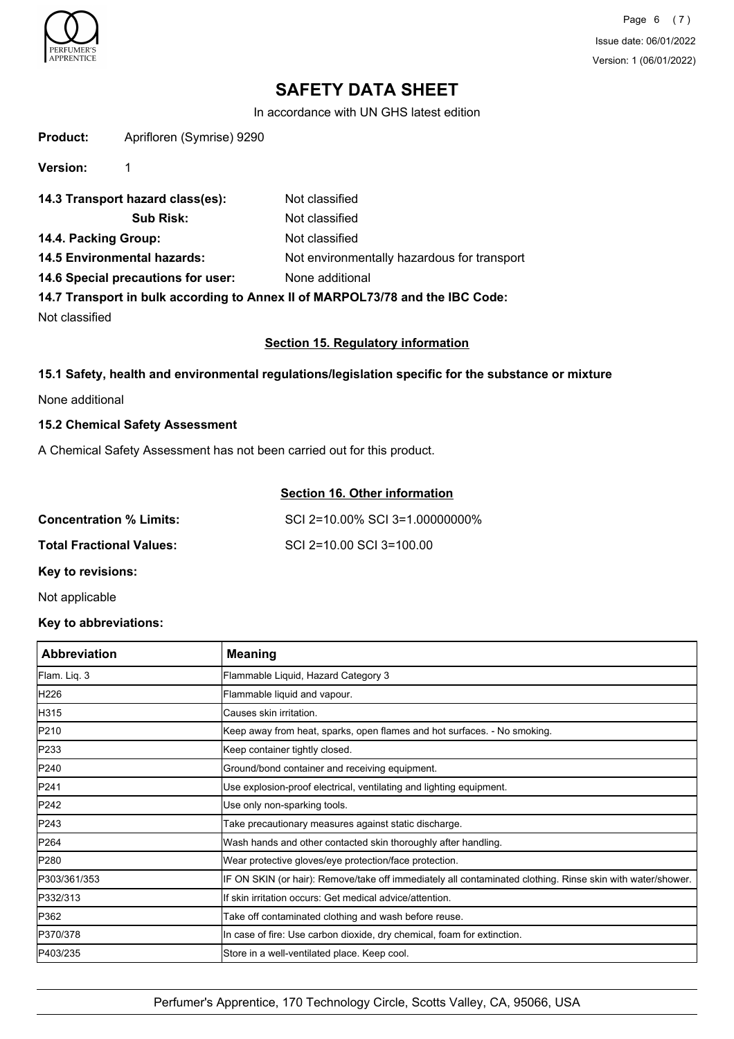**Product:** Aprifloren (Symrise) 9290

**Version:** 1

**14.3 Transport hazard class(es):** Not classified

**Sub Risk:** Not classified

**14.4. Packing Group:** Not classified

**14.5 Environmental hazards:** Not environmentally hazardous for transport

**14.6 Special precautions for user:** None additional

**14.7 Transport in bulk according to Annex II of MARPOL73/78 and the IBC Code:**

Not classified

## Section 15. Regulatory information

### 15.1 Safety, health and environmental regulations/legislation specific for the substance or mixture

None additional

### 15.2 Chemical Safety Assessment

A Chemical Safety Assessment has not been carried out for this product.

## Section 16. Other information

**Concentration % Limits:** SCI 2=10.00% SCI 3=1.00000000%

**Total Fractional Values:** SCI 2=10.00 SCI 3=100.00

**Key to revisions:**

Not applicable

**Key to abbreviations:**

| Abbreviation | Meaning |
|---|---|
| Flam. Liq. 3 | Flammable Liquid, Hazard Category 3 |
| H226 | Flammable liquid and vapour. |
| H315 | Causes skin irritation. |
| P210 | Keep away from heat, sparks, open flames and hot surfaces. - No smoking. |
| P233 | Keep container tightly closed. |
| P240 | Ground/bond container and receiving equipment. |
| P241 | Use explosion-proof electrical, ventilating and lighting equipment. |
| P242 | Use only non-sparking tools. |
| P243 | Take precautionary measures against static discharge. |
| P264 | Wash hands and other contacted skin thoroughly after handling. |
| P280 | Wear protective gloves/eye protection/face protection. |
| P303/361/353 | IF ON SKIN (or hair): Remove/take off immediately all contaminated clothing. Rinse skin with water/shower. |
| P332/313 | If skin irritation occurs: Get medical advice/attention. |
| P362 | Take off contaminated clothing and wash before reuse. |
| P370/378 | In case of fire: Use carbon dioxide, dry chemical, foam for extinction. |
| P403/235 | Store in a well-ventilated place. Keep cool. |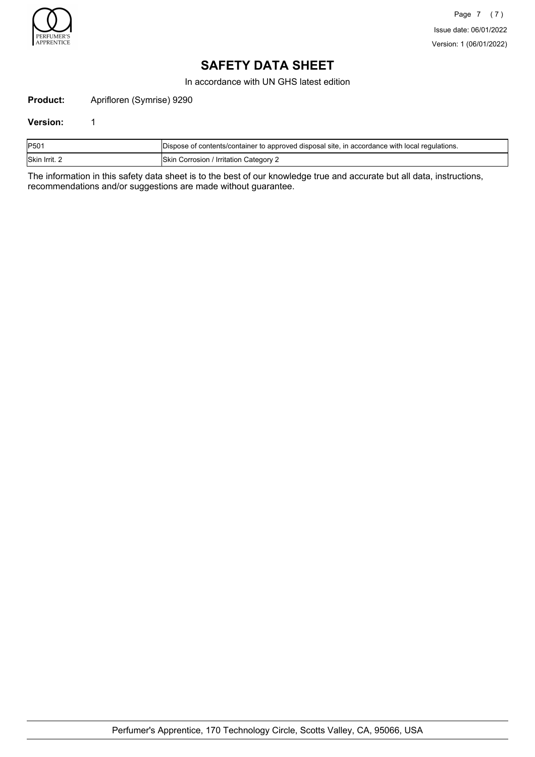# SAFETY DATA SHEET

In accordance with UN GHS latest edition

**Product:** Aprifloren (Symrise) 9290

**Version:** 1

| | |
|---|---|
| P501 | Dispose of contents/container to approved disposal site, in accordance with local regulations. |
| Skin Irrit. 2 | Skin Corrosion / Irritation Category 2 |

The information in this safety data sheet is to the best of our knowledge true and accurate but all data, instructions, recommendations and/or suggestions are made without guarantee.